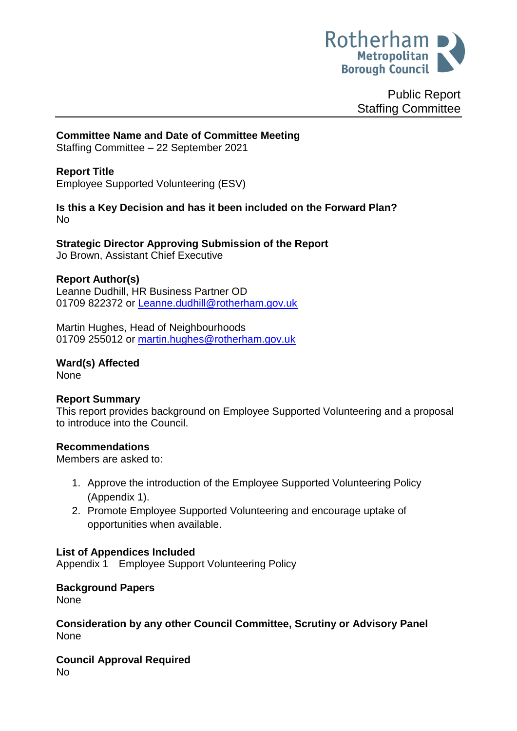Rotherham Metropolitan Borough Council

Public Report
Staffing Committee

**Committee Name and Date of Committee Meeting**
Staffing Committee – 22 September 2021

**Report Title**
Employee Supported Volunteering (ESV)

**Is this a Key Decision and has it been included on the Forward Plan?**
No

**Strategic Director Approving Submission of the Report**
Jo Brown, Assistant Chief Executive

**Report Author(s)**
Leanne Dudhill, HR Business Partner OD
01709 822372 or Leanne.dudhill@rotherham.gov.uk

Martin Hughes, Head of Neighbourhoods
01709 255012 or martin.hughes@rotherham.gov.uk

**Ward(s) Affected**
None

**Report Summary**
This report provides background on Employee Supported Volunteering and a proposal to introduce into the Council.

**Recommendations**
Members are asked to:

1. Approve the introduction of the Employee Supported Volunteering Policy (Appendix 1).
2. Promote Employee Supported Volunteering and encourage uptake of opportunities when available.

**List of Appendices Included**
Appendix 1 Employee Support Volunteering Policy

**Background Papers**
None

**Consideration by any other Council Committee, Scrutiny or Advisory Panel**
None

**Council Approval Required**
No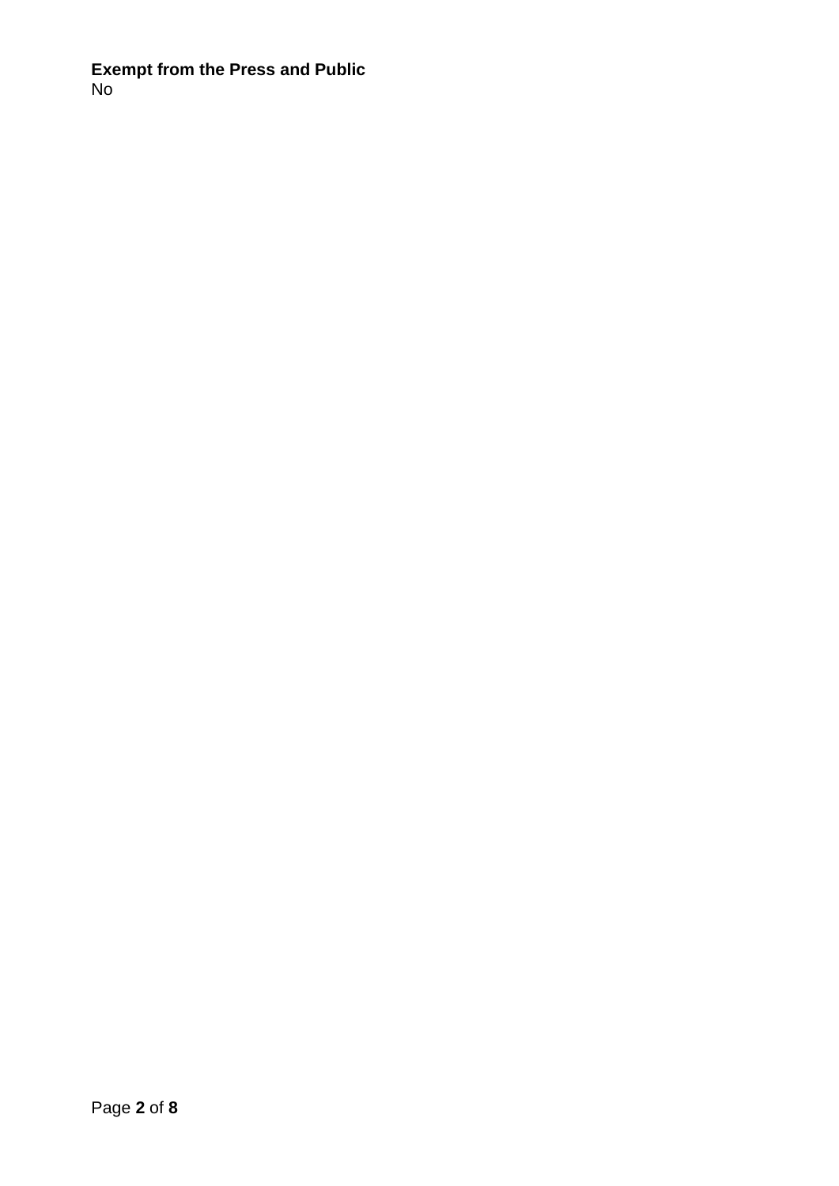**Exempt from the Press and Public**
No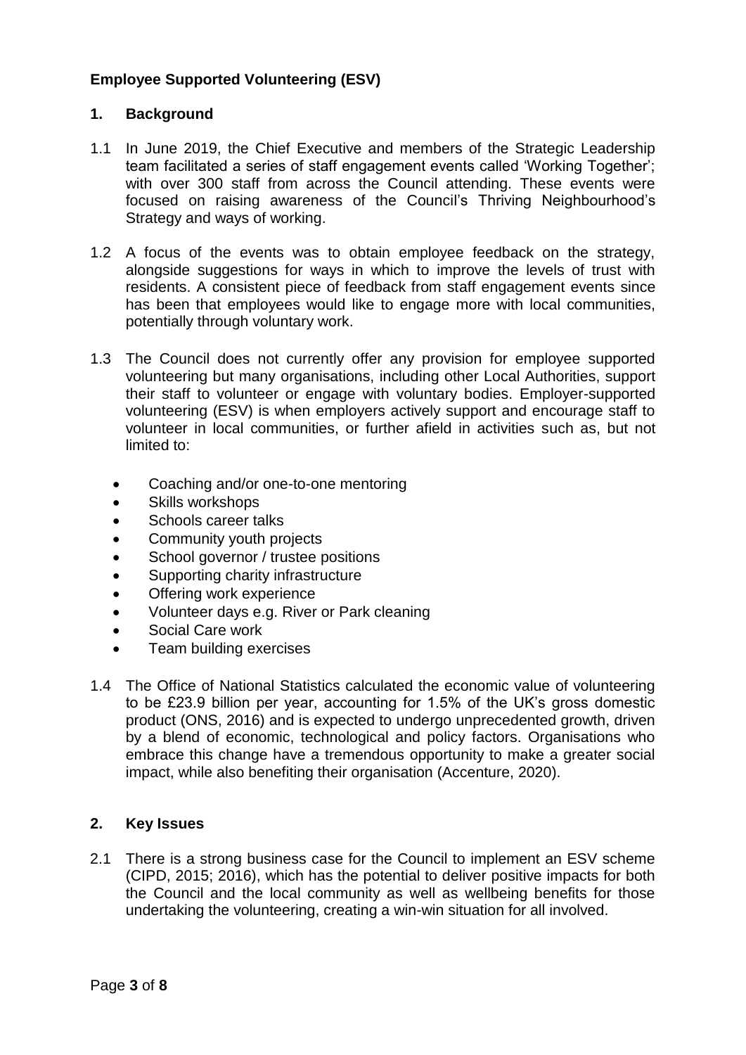**Employee Supported Volunteering (ESV)**

## 1. Background

1.1 In June 2019, the Chief Executive and members of the Strategic Leadership team facilitated a series of staff engagement events called 'Working Together'; with over 300 staff from across the Council attending. These events were focused on raising awareness of the Council's Thriving Neighbourhood's Strategy and ways of working.

1.2 A focus of the events was to obtain employee feedback on the strategy, alongside suggestions for ways in which to improve the levels of trust with residents. A consistent piece of feedback from staff engagement events since has been that employees would like to engage more with local communities, potentially through voluntary work.

1.3 The Council does not currently offer any provision for employee supported volunteering but many organisations, including other Local Authorities, support their staff to volunteer or engage with voluntary bodies. Employer-supported volunteering (ESV) is when employers actively support and encourage staff to volunteer in local communities, or further afield in activities such as, but not limited to:

- Coaching and/or one-to-one mentoring
- Skills workshops
- Schools career talks
- Community youth projects
- School governor / trustee positions
- Supporting charity infrastructure
- Offering work experience
- Volunteer days e.g. River or Park cleaning
- Social Care work
- Team building exercises

1.4 The Office of National Statistics calculated the economic value of volunteering to be £23.9 billion per year, accounting for 1.5% of the UK's gross domestic product (ONS, 2016) and is expected to undergo unprecedented growth, driven by a blend of economic, technological and policy factors. Organisations who embrace this change have a tremendous opportunity to make a greater social impact, while also benefiting their organisation (Accenture, 2020).

## 2. Key Issues

2.1 There is a strong business case for the Council to implement an ESV scheme (CIPD, 2015; 2016), which has the potential to deliver positive impacts for both the Council and the local community as well as wellbeing benefits for those undertaking the volunteering, creating a win-win situation for all involved.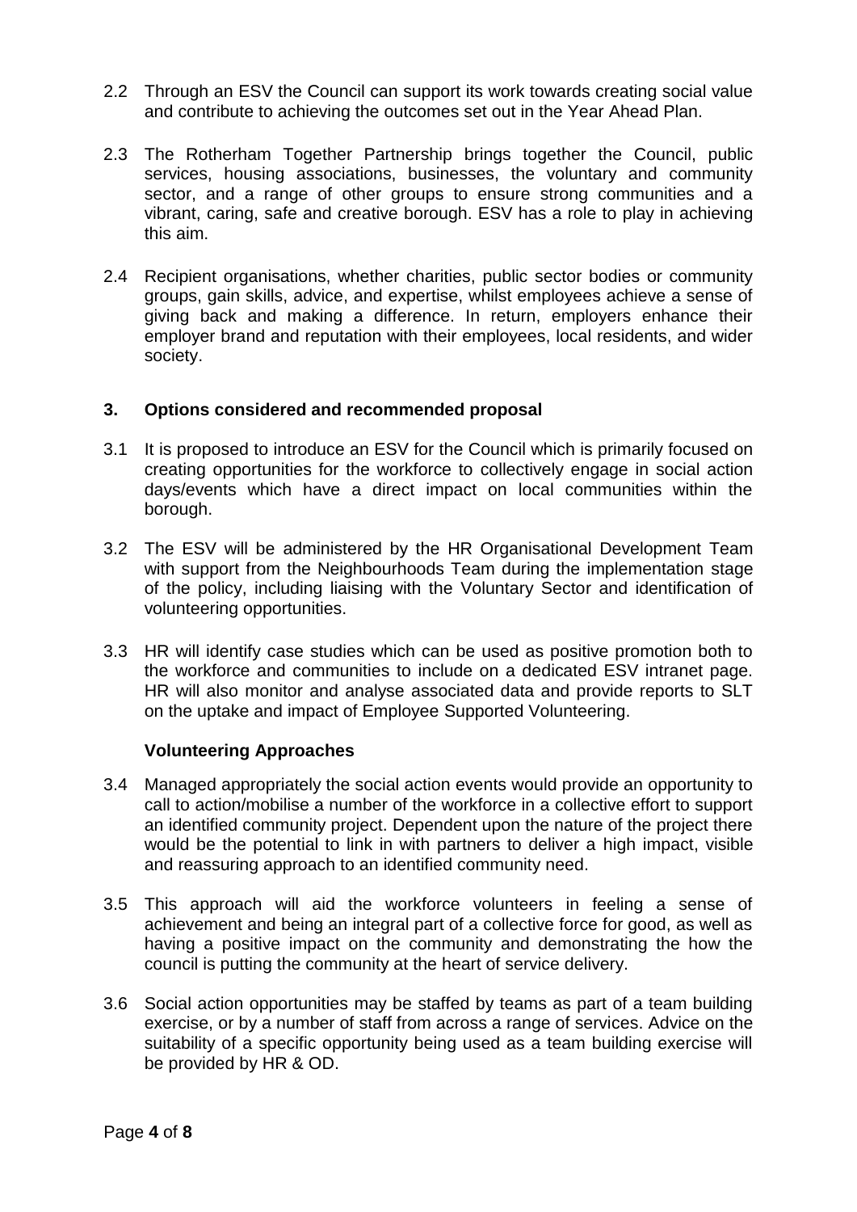2.2 Through an ESV the Council can support its work towards creating social value and contribute to achieving the outcomes set out in the Year Ahead Plan.

2.3 The Rotherham Together Partnership brings together the Council, public services, housing associations, businesses, the voluntary and community sector, and a range of other groups to ensure strong communities and a vibrant, caring, safe and creative borough. ESV has a role to play in achieving this aim.

2.4 Recipient organisations, whether charities, public sector bodies or community groups, gain skills, advice, and expertise, whilst employees achieve a sense of giving back and making a difference. In return, employers enhance their employer brand and reputation with their employees, local residents, and wider society.

## 3. Options considered and recommended proposal

3.1 It is proposed to introduce an ESV for the Council which is primarily focused on creating opportunities for the workforce to collectively engage in social action days/events which have a direct impact on local communities within the borough.

3.2 The ESV will be administered by the HR Organisational Development Team with support from the Neighbourhoods Team during the implementation stage of the policy, including liaising with the Voluntary Sector and identification of volunteering opportunities.

3.3 HR will identify case studies which can be used as positive promotion both to the workforce and communities to include on a dedicated ESV intranet page. HR will also monitor and analyse associated data and provide reports to SLT on the uptake and impact of Employee Supported Volunteering.

### Volunteering Approaches

3.4 Managed appropriately the social action events would provide an opportunity to call to action/mobilise a number of the workforce in a collective effort to support an identified community project. Dependent upon the nature of the project there would be the potential to link in with partners to deliver a high impact, visible and reassuring approach to an identified community need.

3.5 This approach will aid the workforce volunteers in feeling a sense of achievement and being an integral part of a collective force for good, as well as having a positive impact on the community and demonstrating the how the council is putting the community at the heart of service delivery.

3.6 Social action opportunities may be staffed by teams as part of a team building exercise, or by a number of staff from across a range of services. Advice on the suitability of a specific opportunity being used as a team building exercise will be provided by HR & OD.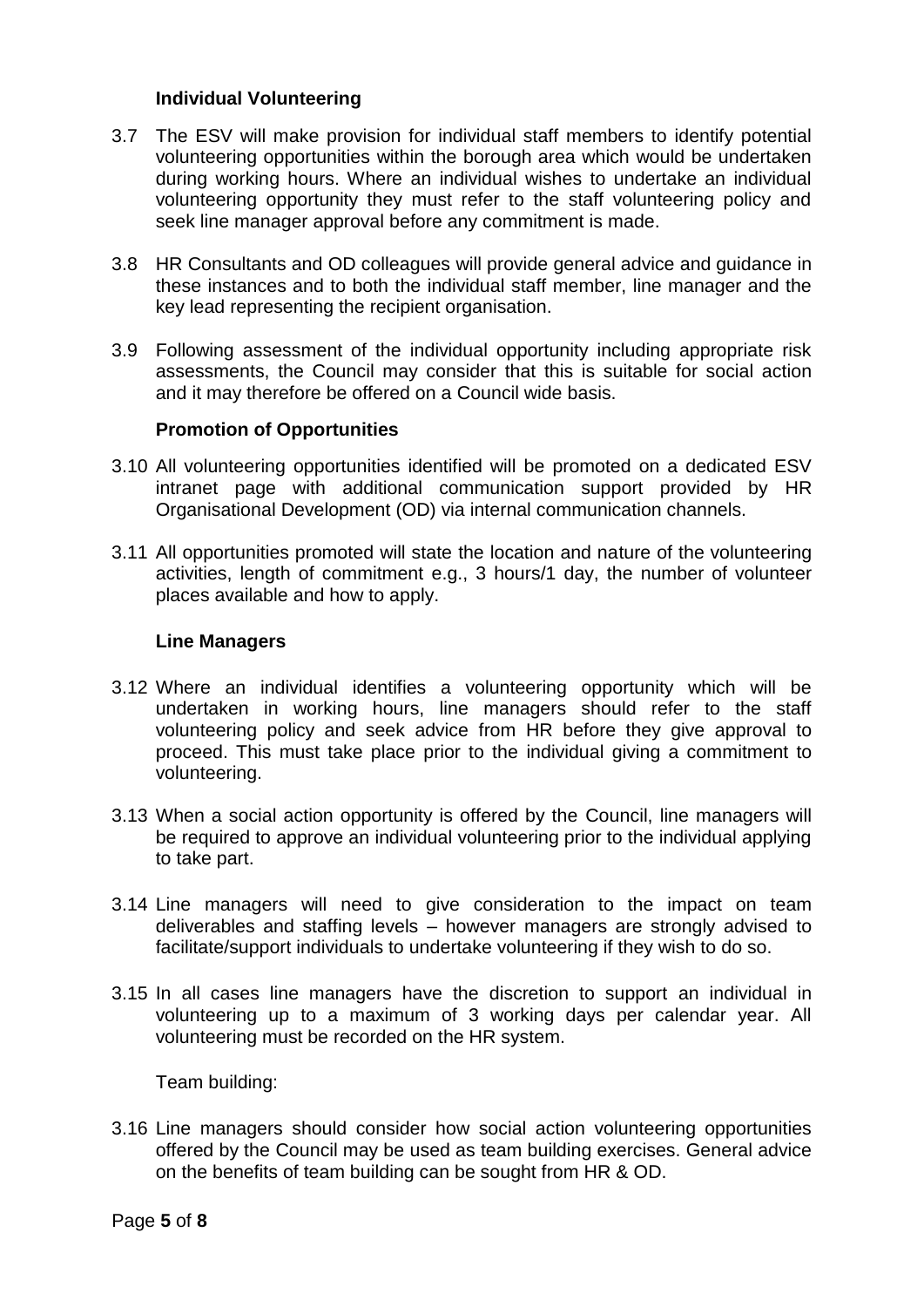### Individual Volunteering

3.7 The ESV will make provision for individual staff members to identify potential volunteering opportunities within the borough area which would be undertaken during working hours. Where an individual wishes to undertake an individual volunteering opportunity they must refer to the staff volunteering policy and seek line manager approval before any commitment is made.

3.8 HR Consultants and OD colleagues will provide general advice and guidance in these instances and to both the individual staff member, line manager and the key lead representing the recipient organisation.

3.9 Following assessment of the individual opportunity including appropriate risk assessments, the Council may consider that this is suitable for social action and it may therefore be offered on a Council wide basis.

### Promotion of Opportunities

3.10 All volunteering opportunities identified will be promoted on a dedicated ESV intranet page with additional communication support provided by HR Organisational Development (OD) via internal communication channels.

3.11 All opportunities promoted will state the location and nature of the volunteering activities, length of commitment e.g., 3 hours/1 day, the number of volunteer places available and how to apply.

### Line Managers

3.12 Where an individual identifies a volunteering opportunity which will be undertaken in working hours, line managers should refer to the staff volunteering policy and seek advice from HR before they give approval to proceed. This must take place prior to the individual giving a commitment to volunteering.

3.13 When a social action opportunity is offered by the Council, line managers will be required to approve an individual volunteering prior to the individual applying to take part.

3.14 Line managers will need to give consideration to the impact on team deliverables and staffing levels – however managers are strongly advised to facilitate/support individuals to undertake volunteering if they wish to do so.

3.15 In all cases line managers have the discretion to support an individual in volunteering up to a maximum of 3 working days per calendar year. All volunteering must be recorded on the HR system.

Team building:

3.16 Line managers should consider how social action volunteering opportunities offered by the Council may be used as team building exercises. General advice on the benefits of team building can be sought from HR & OD.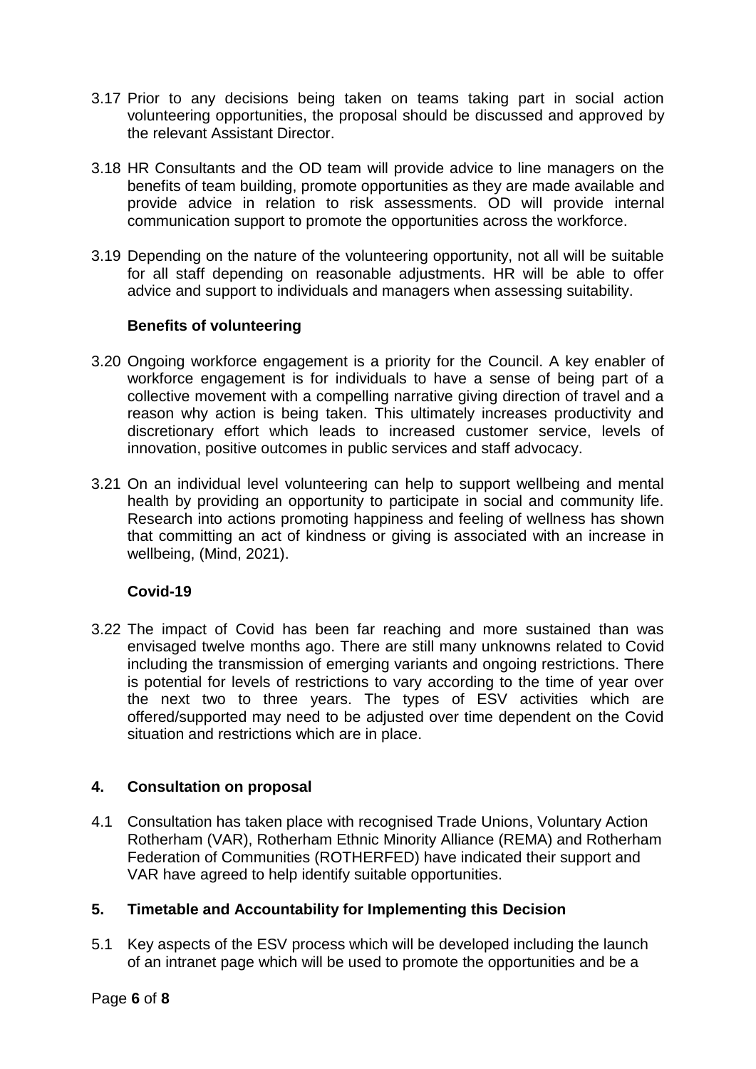3.17 Prior to any decisions being taken on teams taking part in social action volunteering opportunities, the proposal should be discussed and approved by the relevant Assistant Director.

3.18 HR Consultants and the OD team will provide advice to line managers on the benefits of team building, promote opportunities as they are made available and provide advice in relation to risk assessments. OD will provide internal communication support to promote the opportunities across the workforce.

3.19 Depending on the nature of the volunteering opportunity, not all will be suitable for all staff depending on reasonable adjustments. HR will be able to offer advice and support to individuals and managers when assessing suitability.

**Benefits of volunteering**

3.20 Ongoing workforce engagement is a priority for the Council. A key enabler of workforce engagement is for individuals to have a sense of being part of a collective movement with a compelling narrative giving direction of travel and a reason why action is being taken. This ultimately increases productivity and discretionary effort which leads to increased customer service, levels of innovation, positive outcomes in public services and staff advocacy.

3.21 On an individual level volunteering can help to support wellbeing and mental health by providing an opportunity to participate in social and community life. Research into actions promoting happiness and feeling of wellness has shown that committing an act of kindness or giving is associated with an increase in wellbeing, (Mind, 2021).

**Covid-19**

3.22 The impact of Covid has been far reaching and more sustained than was envisaged twelve months ago. There are still many unknowns related to Covid including the transmission of emerging variants and ongoing restrictions. There is potential for levels of restrictions to vary according to the time of year over the next two to three years. The types of ESV activities which are offered/supported may need to be adjusted over time dependent on the Covid situation and restrictions which are in place.

## 4. Consultation on proposal

4.1 Consultation has taken place with recognised Trade Unions, Voluntary Action Rotherham (VAR), Rotherham Ethnic Minority Alliance (REMA) and Rotherham Federation of Communities (ROTHERFED) have indicated their support and VAR have agreed to help identify suitable opportunities.

## 5. Timetable and Accountability for Implementing this Decision

5.1 Key aspects of the ESV process which will be developed including the launch of an intranet page which will be used to promote the opportunities and be a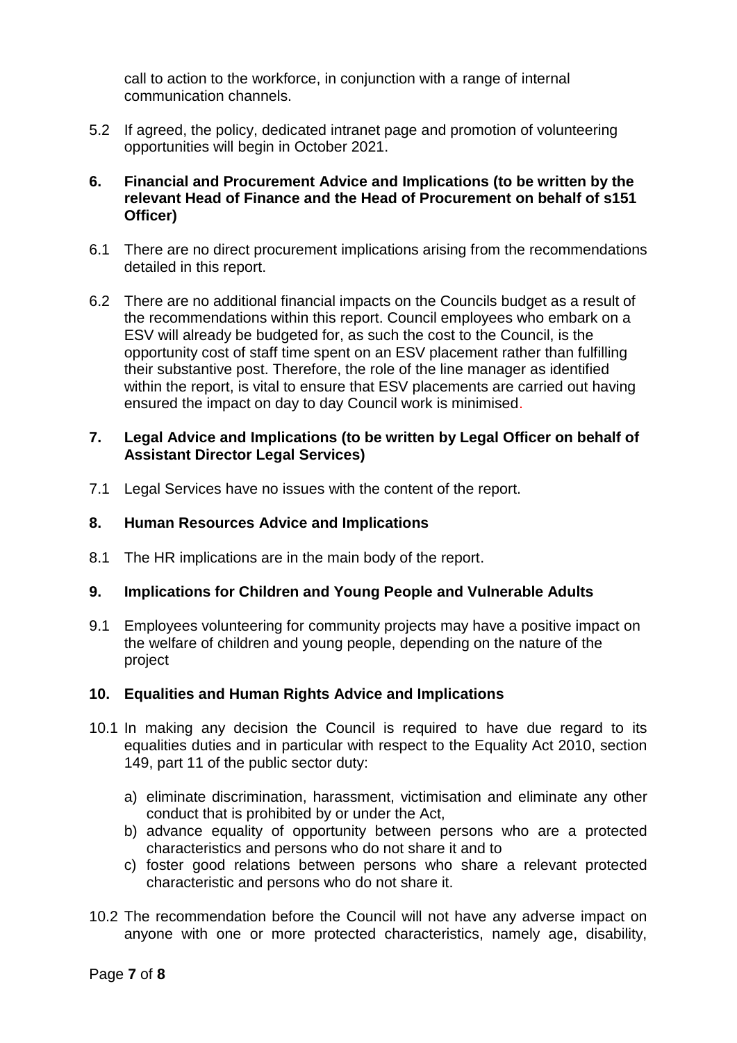call to action to the workforce, in conjunction with a range of internal communication channels.

5.2 If agreed, the policy, dedicated intranet page and promotion of volunteering opportunities will begin in October 2021.

## 6. Financial and Procurement Advice and Implications (to be written by the relevant Head of Finance and the Head of Procurement on behalf of s151 Officer)

6.1 There are no direct procurement implications arising from the recommendations detailed in this report.

6.2 There are no additional financial impacts on the Councils budget as a result of the recommendations within this report. Council employees who embark on a ESV will already be budgeted for, as such the cost to the Council, is the opportunity cost of staff time spent on an ESV placement rather than fulfilling their substantive post. Therefore, the role of the line manager as identified within the report, is vital to ensure that ESV placements are carried out having ensured the impact on day to day Council work is minimised.

## 7. Legal Advice and Implications (to be written by Legal Officer on behalf of Assistant Director Legal Services)

7.1 Legal Services have no issues with the content of the report.

## 8. Human Resources Advice and Implications

8.1 The HR implications are in the main body of the report.

## 9. Implications for Children and Young People and Vulnerable Adults

9.1 Employees volunteering for community projects may have a positive impact on the welfare of children and young people, depending on the nature of the project

## 10. Equalities and Human Rights Advice and Implications

10.1 In making any decision the Council is required to have due regard to its equalities duties and in particular with respect to the Equality Act 2010, section 149, part 11 of the public sector duty:

a) eliminate discrimination, harassment, victimisation and eliminate any other conduct that is prohibited by or under the Act,
b) advance equality of opportunity between persons who are a protected characteristics and persons who do not share it and to
c) foster good relations between persons who share a relevant protected characteristic and persons who do not share it.

10.2 The recommendation before the Council will not have any adverse impact on anyone with one or more protected characteristics, namely age, disability,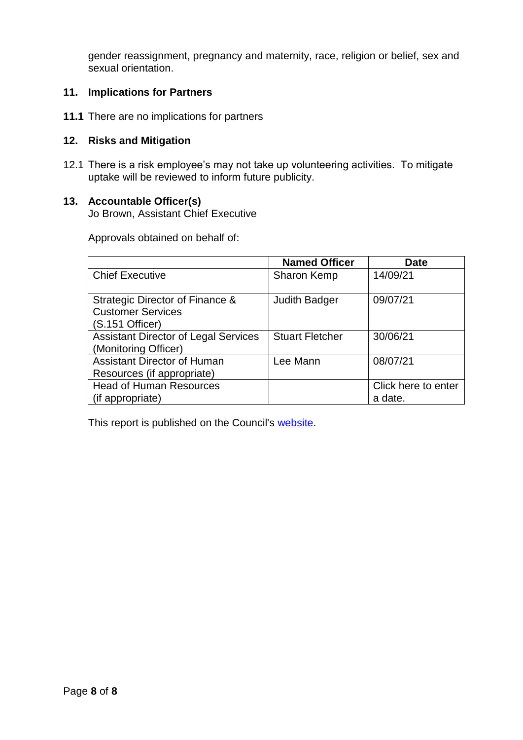gender reassignment, pregnancy and maternity, race, religion or belief, sex and sexual orientation.

## 11. Implications for Partners

**11.1** There are no implications for partners

## 12. Risks and Mitigation

12.1 There is a risk employee's may not take up volunteering activities. To mitigate uptake will be reviewed to inform future publicity.

## 13. Accountable Officer(s)

Jo Brown, Assistant Chief Executive

Approvals obtained on behalf of:

| | Named Officer | Date |
|---|---|---|
| Chief Executive | Sharon Kemp | 14/09/21 |
| Strategic Director of Finance & Customer Services (S.151 Officer) | Judith Badger | 09/07/21 |
| Assistant Director of Legal Services (Monitoring Officer) | Stuart Fletcher | 30/06/21 |
| Assistant Director of Human Resources (if appropriate) | Lee Mann | 08/07/21 |
| Head of Human Resources (if appropriate) | | Click here to enter a date. |

This report is published on the Council's website.